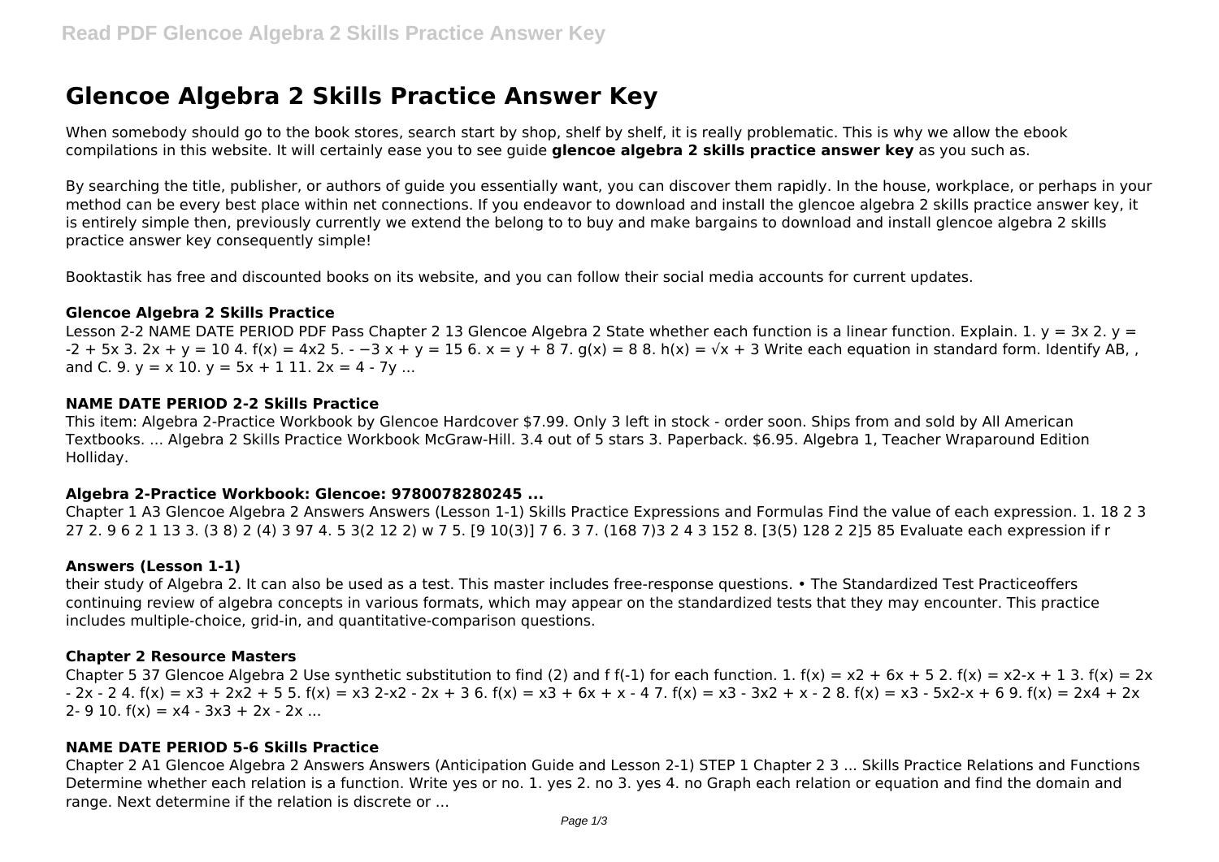# Glencoe Algebra 2 Skills Practice Answer Key

When somebody should go to the book stores, search start by shop, shelf by shelf, it is really problematic. This is why we allow the ebook compilations in this website. It will certainly ease you to see guide **glencoe algebra 2 skills practice answer key** as you such as.

By searching the title, publisher, or authors of guide you essentially want, you can discover them rapidly. In the house, workplace, or perhaps in your method can be every best place within net connections. If you endeavor to download and install the glencoe algebra 2 skills practice answer key, it is entirely simple then, previously currently we extend the belong to to buy and make bargains to download and install glencoe algebra 2 skills practice answer key consequently simple!

Booktastik has free and discounted books on its website, and you can follow their social media accounts for current updates.

### Glencoe Algebra 2 Skills Practice

Lesson 2-2 NAME DATE PERIOD PDF Pass Chapter 2 13 Glencoe Algebra 2 State whether each function is a linear function. Explain. 1. y = 3x 2. y = -2 + 5x 3. 2x + y = 10 4. f(x) = 4x2 5. - −3 x + y = 15 6. x = y + 8 7. g(x) = 8 8. h(x) = √x + 3 Write each equation in standard form. Identify AB, , and C. 9. y = x 10. y = 5x + 1 11. 2x = 4 - 7y ...

### NAME DATE PERIOD 2-2 Skills Practice

This item: Algebra 2-Practice Workbook by Glencoe Hardcover $7.99. Only 3 left in stock - order soon. Ships from and sold by All American Textbooks. ... Algebra 2 Skills Practice Workbook McGraw-Hill. 3.4 out of 5 stars 3. Paperback. $6.95. Algebra 1, Teacher Wraparound Edition Holliday.

### Algebra 2-Practice Workbook: Glencoe: 9780078280245 ...

Chapter 1 A3 Glencoe Algebra 2 Answers Answers (Lesson 1-1) Skills Practice Expressions and Formulas Find the value of each expression. 1. 18 2 3 27 2. 9 6 2 1 13 3. (3 8) 2 (4) 3 97 4. 5 3(2 12 2) w 7 5. [9 10(3)] 7 6. 3 7. (168 7)3 2 4 3 152 8. [3(5) 128 2 2]5 85 Evaluate each expression if r

### Answers (Lesson 1-1)

their study of Algebra 2. It can also be used as a test. This master includes free-response questions. • The Standardized Test Practiceoffers continuing review of algebra concepts in various formats, which may appear on the standardized tests that they may encounter. This practice includes multiple-choice, grid-in, and quantitative-comparison questions.

### Chapter 2 Resource Masters

Chapter 5 37 Glencoe Algebra 2 Use synthetic substitution to find (2) and f f(-1) for each function. 1. f(x) = x2 + 6x + 5 2. f(x) = x2-x + 1 3. f(x) = 2x - 2x - 2 4. f(x) = x3 + 2x2 + 5 5. f(x) = x3 2-x2 - 2x + 3 6. f(x) = x3 + 6x + x - 4 7. f(x) = x3 - 3x2 + x - 2 8. f(x) = x3 - 5x2-x + 6 9. f(x) = 2x4 + 2x 2- 9 10. f(x) = x4 - 3x3 + 2x - 2x ...

### NAME DATE PERIOD 5-6 Skills Practice

Chapter 2 A1 Glencoe Algebra 2 Answers Answers (Anticipation Guide and Lesson 2-1) STEP 1 Chapter 2 3 ... Skills Practice Relations and Functions Determine whether each relation is a function. Write yes or no. 1. yes 2. no 3. yes 4. no Graph each relation or equation and find the domain and range. Next determine if the relation is discrete or ...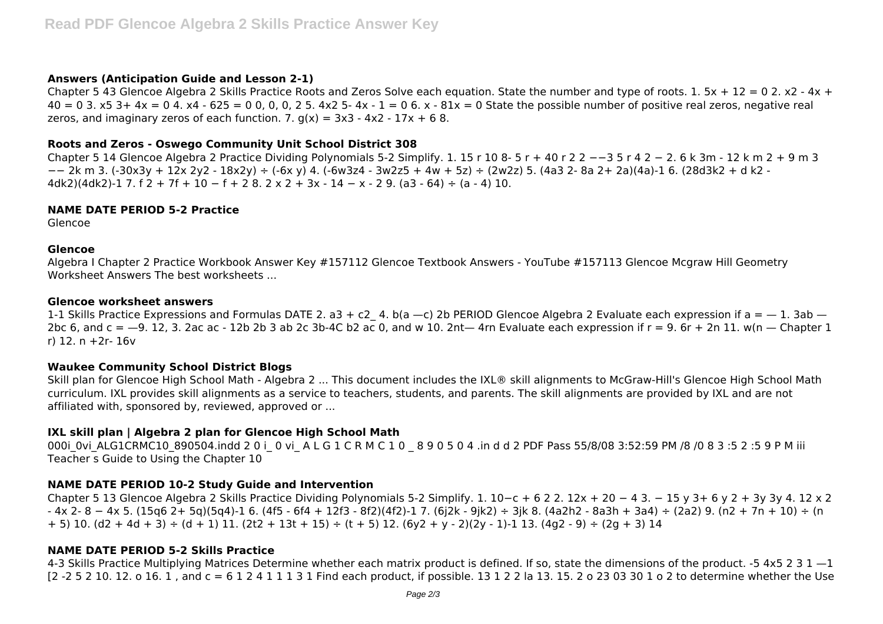### Answers (Anticipation Guide and Lesson 2-1)

Chapter 5 43 Glencoe Algebra 2 Skills Practice Roots and Zeros Solve each equation. State the number and type of roots. 1. 5x + 12 = 0 2. x2 - 4x + 40 = 0 3. x5 3+ 4x = 0 4. x4 - 625 = 0 0, 0, 0, 2 5. 4x2 5- 4x - 1 = 0 6. x - 81x = 0 State the possible number of positive real zeros, negative real zeros, and imaginary zeros of each function. 7. g(x) = 3x3 - 4x2 - 17x + 6 8.

### Roots and Zeros - Oswego Community Unit School District 308

Chapter 5 14 Glencoe Algebra 2 Practice Dividing Polynomials 5-2 Simplify. 1. 15 r 10 8- 5 r + 40 r 2 2 −−3 5 r 4 2 − 2. 6 k 3m - 12 k m 2 + 9 m 3 −− 2k m 3. (-30x3y + 12x 2y2 - 18x2y) ÷ (-6x y) 4. (-6w3z4 - 3w2z5 + 4w + 5z) ÷ (2w2z) 5. (4a3 2- 8a 2+ 2a)(4a)-1 6. (28d3k2 + d k2 - 4dk2)(4dk2)-1 7. f 2 + 7f + 10 − f + 2 8. 2 x 2 + 3x - 14 − x - 2 9. (a3 - 64) ÷ (a - 4) 10.

### NAME DATE PERIOD 5-2 Practice

Glencoe

### Glencoe

Algebra I Chapter 2 Practice Workbook Answer Key #157112 Glencoe Textbook Answers - YouTube #157113 Glencoe Mcgraw Hill Geometry Worksheet Answers The best worksheets ...

### Glencoe worksheet answers

1-1 Skills Practice Expressions and Formulas DATE 2. a3 + c2_ 4. b(a —c) 2b PERIOD Glencoe Algebra 2 Evaluate each expression if a = — 1. 3ab — 2bc 6, and c = —9. 12, 3. 2ac ac - 12b 2b 3 ab 2c 3b-4C b2 ac 0, and w 10. 2nt— 4rn Evaluate each expression if r = 9. 6r + 2n 11. w(n — Chapter 1 r) 12. n +2r- 16v

### Waukee Community School District Blogs

Skill plan for Glencoe High School Math - Algebra 2 ... This document includes the IXL® skill alignments to McGraw-Hill's Glencoe High School Math curriculum. IXL provides skill alignments as a service to teachers, students, and parents. The skill alignments are provided by IXL and are not affiliated with, sponsored by, reviewed, approved or ...

### IXL skill plan | Algebra 2 plan for Glencoe High School Math

000i_0vi_ALG1CRMC10_890504.indd 2 0 i_ 0 vi_ A L G 1 C R M C 1 0 _ 8 9 0 5 0 4 .in d d 2 PDF Pass 55/8/08 3:52:59 PM /8 /0 8 3 :5 2 :5 9 P M iii Teacher s Guide to Using the Chapter 10

### NAME DATE PERIOD 10-2 Study Guide and Intervention

Chapter 5 13 Glencoe Algebra 2 Skills Practice Dividing Polynomials 5-2 Simplify. 1. 10−c + 6 2 2. 12x + 20 − 4 3. − 15 y 3+ 6 y 2 + 3y 3y 4. 12 x 2 - 4x 2- 8 − 4x 5. (15q6 2+ 5q)(5q4)-1 6. (4f5 - 6f4 + 12f3 - 8f2)(4f2)-1 7. (6j2k - 9jk2) ÷ 3jk 8. (4a2h2 - 8a3h + 3a4) ÷ (2a2) 9. (n2 + 7n + 10) ÷ (n + 5) 10. (d2 + 4d + 3) ÷ (d + 1) 11. (2t2 + 13t + 15) ÷ (t + 5) 12. (6y2 + y - 2)(2y - 1)-1 13. (4g2 - 9) ÷ (2g + 3) 14

### NAME DATE PERIOD 5-2 Skills Practice

4-3 Skills Practice Multiplying Matrices Determine whether each matrix product is defined. If so, state the dimensions of the product. -5 4x5 2 3 1 —1 [2 -2 5 2 10. 12. o 16. 1 , and c = 6 1 2 4 1 1 1 3 1 Find each product, if possible. 13 1 2 2 la 13. 15. 2 o 23 03 30 1 o 2 to determine whether the Use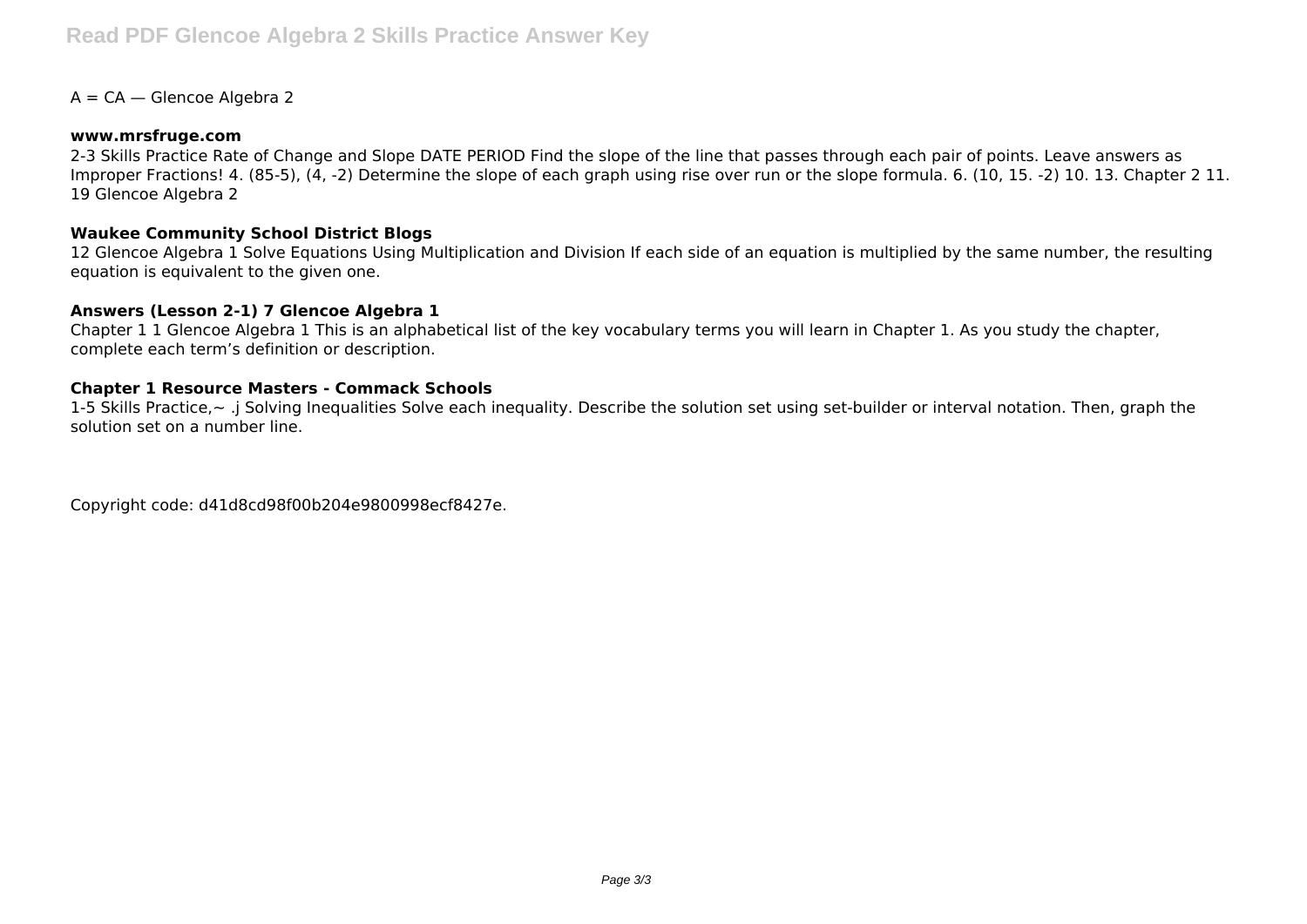A = CA — Glencoe Algebra 2

**www.mrsfruge.com**

2-3 Skills Practice Rate of Change and Slope DATE PERIOD Find the slope of the line that passes through each pair of points. Leave answers as Improper Fractions! 4. (85-5), (4, -2) Determine the slope of each graph using rise over run or the slope formula. 6. (10, 15. -2) 10. 13. Chapter 2 11. 19 Glencoe Algebra 2

**Waukee Community School District Blogs**

12 Glencoe Algebra 1 Solve Equations Using Multiplication and Division If each side of an equation is multiplied by the same number, the resulting equation is equivalent to the given one.

**Answers (Lesson 2-1) 7 Glencoe Algebra 1**

Chapter 1 1 Glencoe Algebra 1 This is an alphabetical list of the key vocabulary terms you will learn in Chapter 1. As you study the chapter, complete each term's definition or description.

**Chapter 1 Resource Masters - Commack Schools**

1-5 Skills Practice,~ .j Solving Inequalities Solve each inequality. Describe the solution set using set-builder or interval notation. Then, graph the solution set on a number line.

Copyright code: d41d8cd98f00b204e9800998ecf8427e.